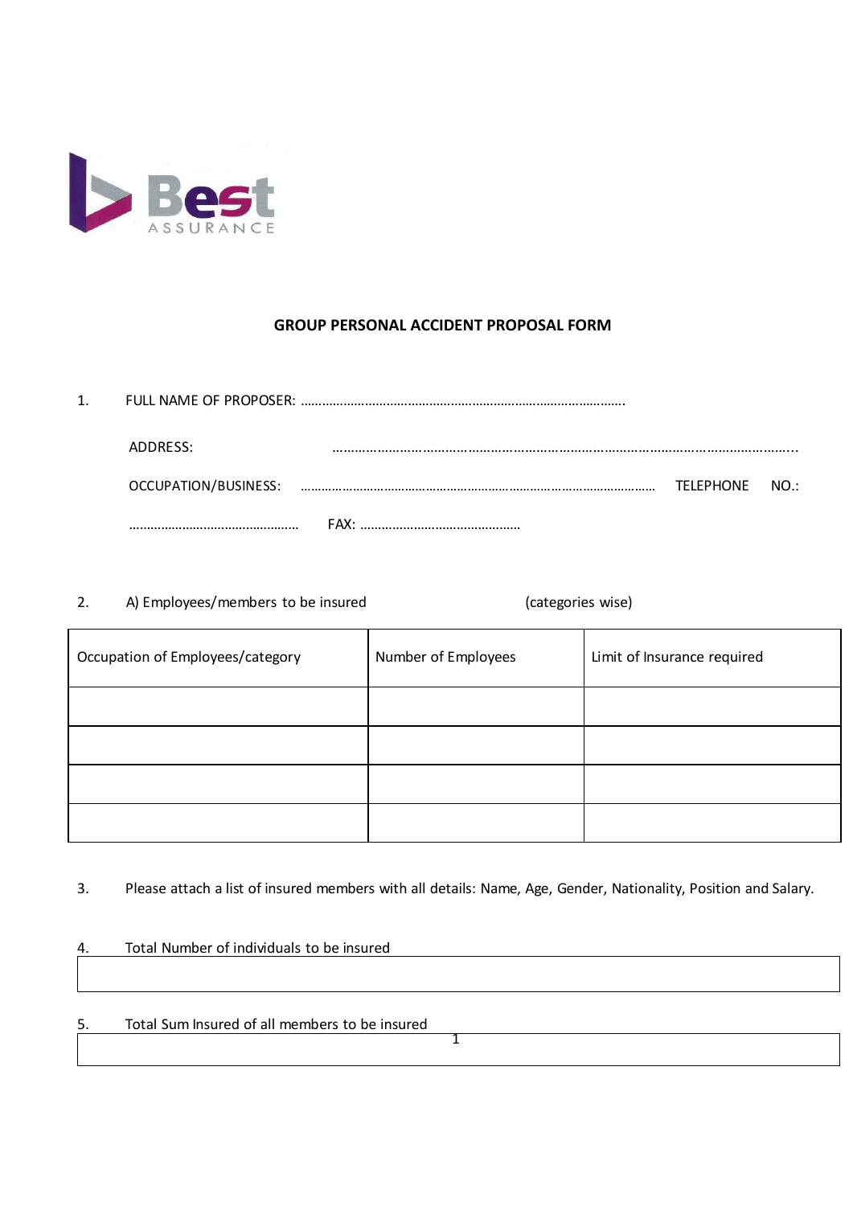Best ASSURANCE

# GROUP PERSONAL ACCIDENT PROPOSAL FORM

1. FULL NAME OF PROPOSER: ……………………………………………………………………………….

   ADDRESS: ……………………………………………………………………………………………………………...

   OCCUPATION/BUSINESS: ………………………………………………………………………………………… TELEPHONE NO.: ………………………………………… FAX: ………………………………………

2. A) Employees/members to be insured (categories wise)

| Occupation of Employees/category | Number of Employees | Limit of Insurance required |
|---|---|---|
| | | |
| | | |
| | | |
| | | |

3. Please attach a list of insured members with all details: Name, Age, Gender, Nationality, Position and Salary.

4. Total Number of individuals to be insured

| |
|---|

5. Total Sum Insured of all members to be insured

| |
|---|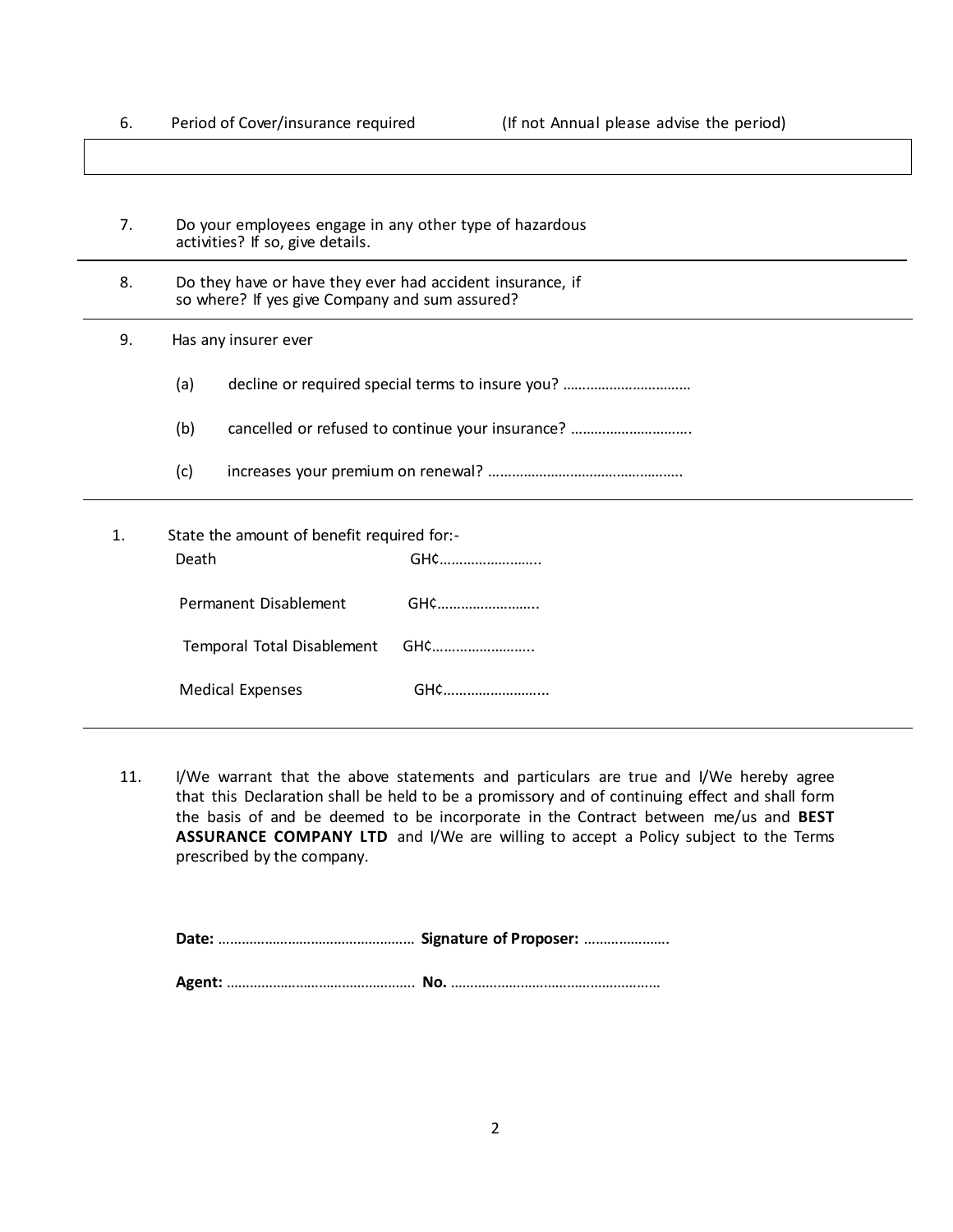6. Period of Cover/insurance required (If not Annual please advise the period)

7. Do your employees engage in any other type of hazardous activities? If so, give details.

8. Do they have or have they ever had accident insurance, if so where? If yes give Company and sum assured?

9. Has any insurer ever

   (a) decline or required special terms to insure you? ……………………………

   (b) cancelled or refused to continue your insurance? ………………………….

   (c) increases your premium on renewal? …………………………………………..

1. State the amount of benefit required for:-

   Death GH¢……………………..

   Permanent Disablement GH¢……………………..

   Temporal Total Disablement GH¢……………………..

   Medical Expenses GH¢……………………...

11. I/We warrant that the above statements and particulars are true and I/We hereby agree that this Declaration shall be held to be a promissory and of continuing effect and shall form the basis of and be deemed to be incorporate in the Contract between me/us and **BEST ASSURANCE COMPANY LTD** and I/We are willing to accept a Policy subject to the Terms prescribed by the company.

**Date:** …………………………………………… **Signature of Proposer:** ………………….

**Agent:** …………………………………………. **No.** ………………………………………………